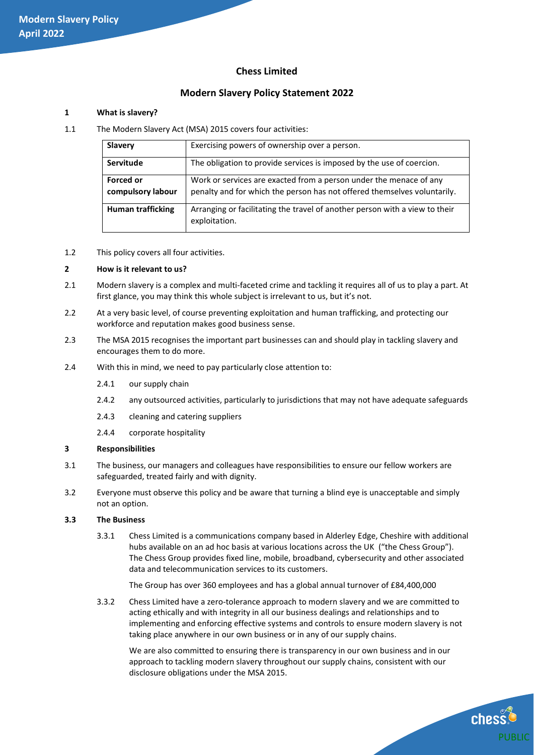# Chess Limited

## Modern Slavery Policy Statement 2022

**1 What is slavery?**

1.1 The Modern Slavery Act (MSA) 2015 covers four activities:

| | |
|---|---|
| **Slavery** | Exercising powers of ownership over a person. |
| **Servitude** | The obligation to provide services is imposed by the use of coercion. |
| **Forced or compulsory labour** | Work or services are exacted from a person under the menace of any penalty and for which the person has not offered themselves voluntarily. |
| **Human trafficking** | Arranging or facilitating the travel of another person with a view to their exploitation. |

1.2 This policy covers all four activities.

**2 How is it relevant to us?**

2.1 Modern slavery is a complex and multi-faceted crime and tackling it requires all of us to play a part. At first glance, you may think this whole subject is irrelevant to us, but it's not.

2.2 At a very basic level, of course preventing exploitation and human trafficking, and protecting our workforce and reputation makes good business sense.

2.3 The MSA 2015 recognises the important part businesses can and should play in tackling slavery and encourages them to do more.

2.4 With this in mind, we need to pay particularly close attention to:

2.4.1 our supply chain

2.4.2 any outsourced activities, particularly to jurisdictions that may not have adequate safeguards

2.4.3 cleaning and catering suppliers

2.4.4 corporate hospitality

**3 Responsibilities**

3.1 The business, our managers and colleagues have responsibilities to ensure our fellow workers are safeguarded, treated fairly and with dignity.

3.2 Everyone must observe this policy and be aware that turning a blind eye is unacceptable and simply not an option.

**3.3 The Business**

3.3.1 Chess Limited is a communications company based in Alderley Edge, Cheshire with additional hubs available on an ad hoc basis at various locations across the UK ("the Chess Group"). The Chess Group provides fixed line, mobile, broadband, cybersecurity and other associated data and telecommunication services to its customers.

The Group has over 360 employees and has a global annual turnover of £84,400,000

3.3.2 Chess Limited have a zero-tolerance approach to modern slavery and we are committed to acting ethically and with integrity in all our business dealings and relationships and to implementing and enforcing effective systems and controls to ensure modern slavery is not taking place anywhere in our own business or in any of our supply chains.

We are also committed to ensuring there is transparency in our own business and in our approach to tackling modern slavery throughout our supply chains, consistent with our disclosure obligations under the MSA 2015.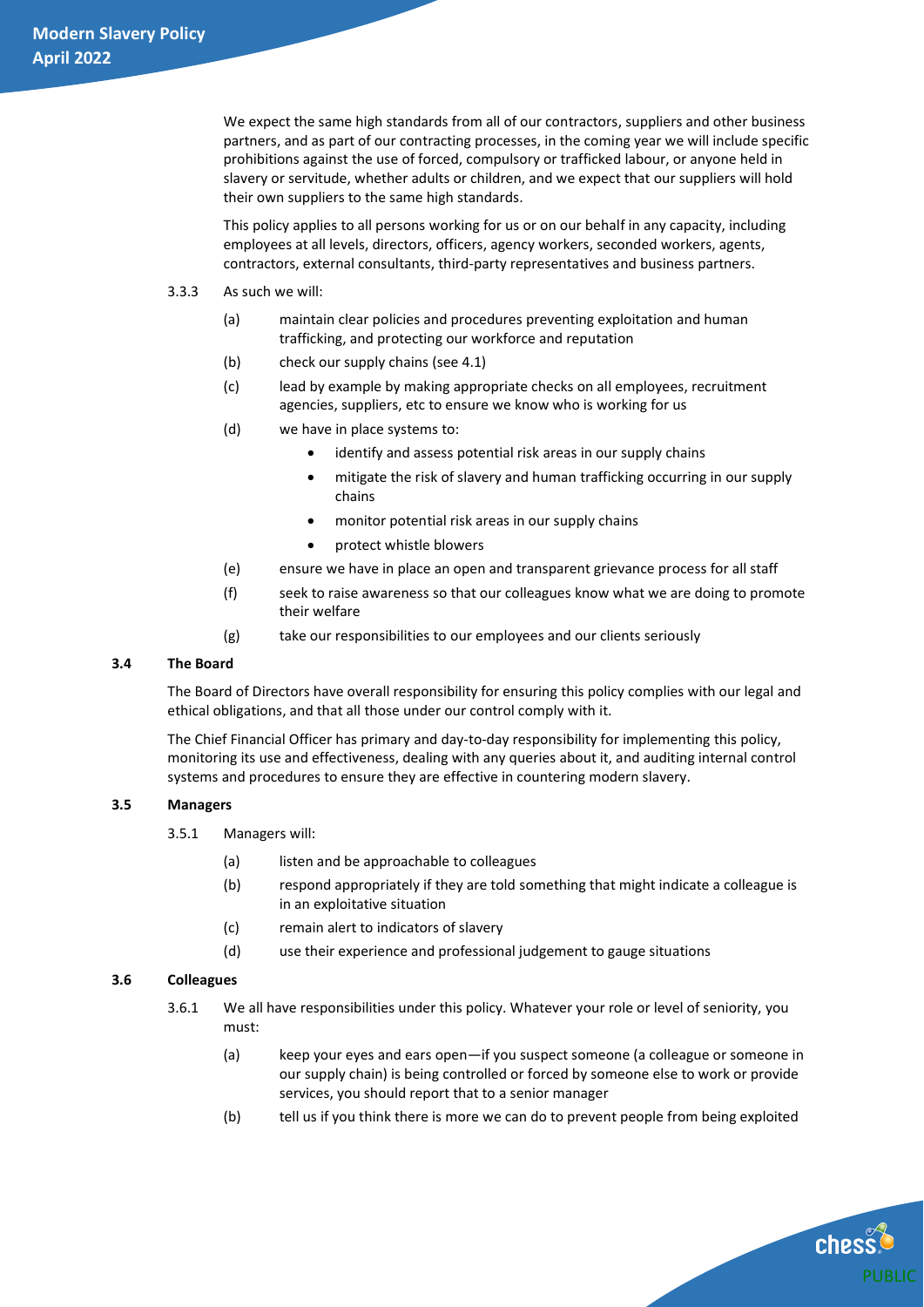We expect the same high standards from all of our contractors, suppliers and other business partners, and as part of our contracting processes, in the coming year we will include specific prohibitions against the use of forced, compulsory or trafficked labour, or anyone held in slavery or servitude, whether adults or children, and we expect that our suppliers will hold their own suppliers to the same high standards.

This policy applies to all persons working for us or on our behalf in any capacity, including employees at all levels, directors, officers, agency workers, seconded workers, agents, contractors, external consultants, third-party representatives and business partners.

3.3.3 As such we will:

(a) maintain clear policies and procedures preventing exploitation and human trafficking, and protecting our workforce and reputation

(b) check our supply chains (see 4.1)

(c) lead by example by making appropriate checks on all employees, recruitment agencies, suppliers, etc to ensure we know who is working for us

(d) we have in place systems to:

- identify and assess potential risk areas in our supply chains
- mitigate the risk of slavery and human trafficking occurring in our supply chains
- monitor potential risk areas in our supply chains
- protect whistle blowers

(e) ensure we have in place an open and transparent grievance process for all staff

(f) seek to raise awareness so that our colleagues know what we are doing to promote their welfare

(g) take our responsibilities to our employees and our clients seriously

### 3.4 The Board

The Board of Directors have overall responsibility for ensuring this policy complies with our legal and ethical obligations, and that all those under our control comply with it.

The Chief Financial Officer has primary and day-to-day responsibility for implementing this policy, monitoring its use and effectiveness, dealing with any queries about it, and auditing internal control systems and procedures to ensure they are effective in countering modern slavery.

### 3.5 Managers

3.5.1 Managers will:

(a) listen and be approachable to colleagues

(b) respond appropriately if they are told something that might indicate a colleague is in an exploitative situation

(c) remain alert to indicators of slavery

(d) use their experience and professional judgement to gauge situations

### 3.6 Colleagues

3.6.1 We all have responsibilities under this policy. Whatever your role or level of seniority, you must:

(a) keep your eyes and ears open—if you suspect someone (a colleague or someone in our supply chain) is being controlled or forced by someone else to work or provide services, you should report that to a senior manager

(b) tell us if you think there is more we can do to prevent people from being exploited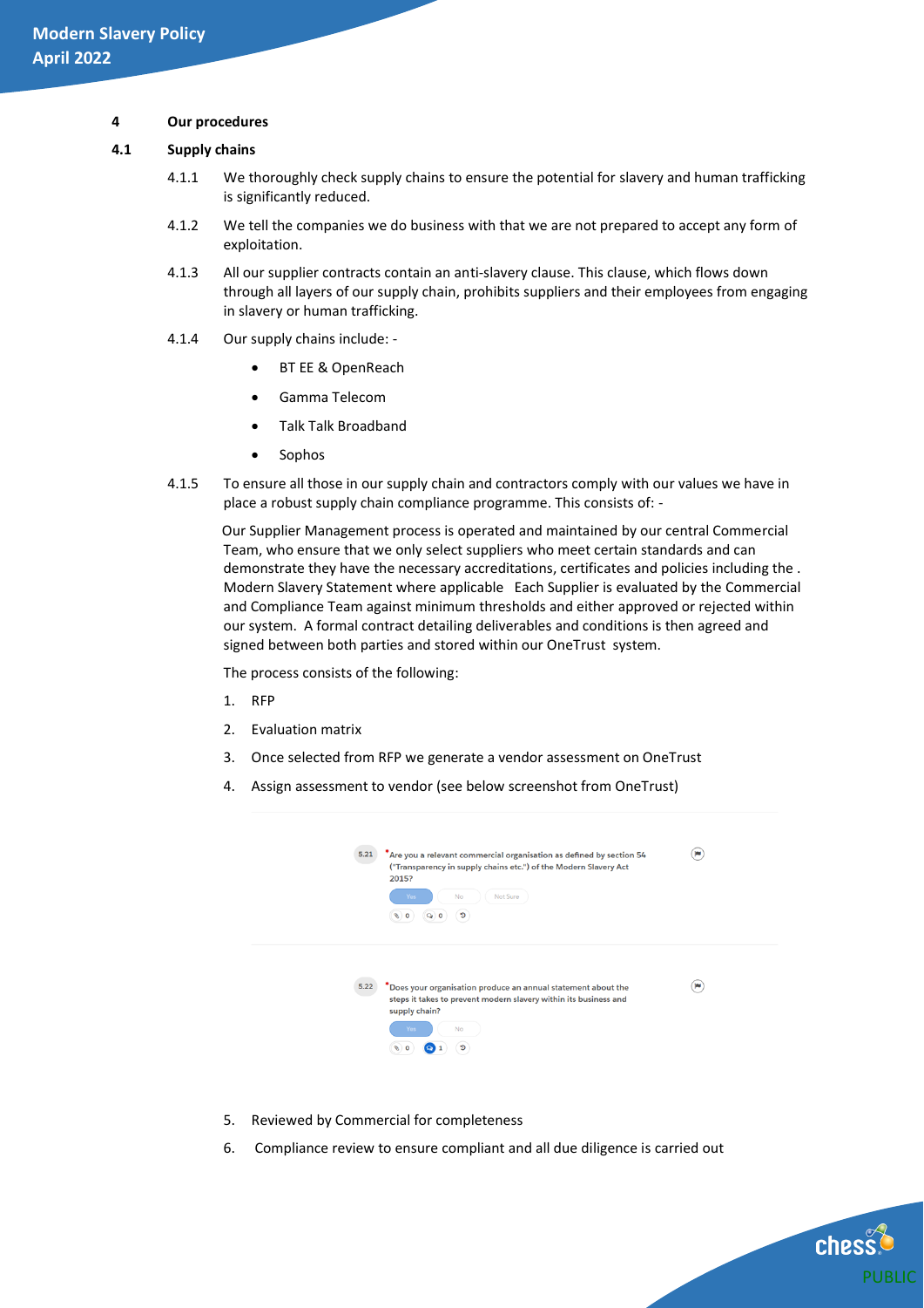## 4 Our procedures

### 4.1 Supply chains

4.1.1 We thoroughly check supply chains to ensure the potential for slavery and human trafficking is significantly reduced.

4.1.2 We tell the companies we do business with that we are not prepared to accept any form of exploitation.

4.1.3 All our supplier contracts contain an anti-slavery clause. This clause, which flows down through all layers of our supply chain, prohibits suppliers and their employees from engaging in slavery or human trafficking.

4.1.4 Our supply chains include: -

- BT EE & OpenReach
- Gamma Telecom
- Talk Talk Broadband
- Sophos

4.1.5 To ensure all those in our supply chain and contractors comply with our values we have in place a robust supply chain compliance programme. This consists of: -

Our Supplier Management process is operated and maintained by our central Commercial Team, who ensure that we only select suppliers who meet certain standards and can demonstrate they have the necessary accreditations, certificates and policies including the . Modern Slavery Statement where applicable Each Supplier is evaluated by the Commercial and Compliance Team against minimum thresholds and either approved or rejected within our system. A formal contract detailing deliverables and conditions is then agreed and signed between both parties and stored within our OneTrust system.

The process consists of the following:

1. RFP
2. Evaluation matrix
3. Once selected from RFP we generate a vendor assessment on OneTrust
4. Assign assessment to vendor (see below screenshot from OneTrust)

5.21 *Are you a relevant commercial organisation as defined by section 54 ("Transparency in supply chains etc.") of the Modern Slavery Act 2015?

Yes | No | Not Sure

5.22 *Does your organisation produce an annual statement about the steps it takes to prevent modern slavery within its business and supply chain?

Yes | No

5. Reviewed by Commercial for completeness
6. Compliance review to ensure compliant and all due diligence is carried out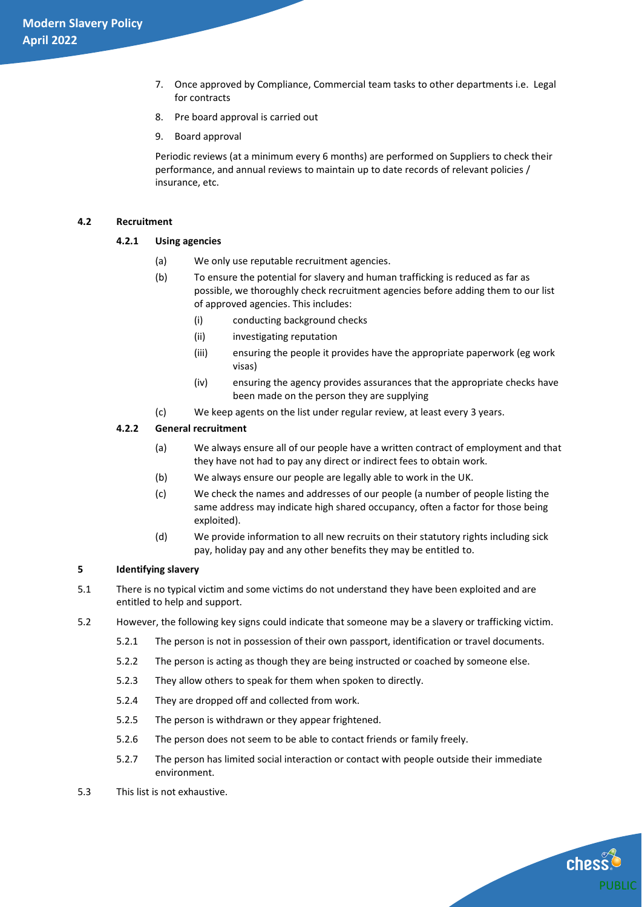7. Once approved by Compliance, Commercial team tasks to other departments i.e. Legal for contracts
8. Pre board approval is carried out
9. Board approval

Periodic reviews (at a minimum every 6 months) are performed on Suppliers to check their performance, and annual reviews to maintain up to date records of relevant policies / insurance, etc.

### 4.2 Recruitment

#### 4.2.1 Using agencies

(a) We only use reputable recruitment agencies.

(b) To ensure the potential for slavery and human trafficking is reduced as far as possible, we thoroughly check recruitment agencies before adding them to our list of approved agencies. This includes:

- (i) conducting background checks
- (ii) investigating reputation
- (iii) ensuring the people it provides have the appropriate paperwork (eg work visas)
- (iv) ensuring the agency provides assurances that the appropriate checks have been made on the person they are supplying

(c) We keep agents on the list under regular review, at least every 3 years.

#### 4.2.2 General recruitment

(a) We always ensure all of our people have a written contract of employment and that they have not had to pay any direct or indirect fees to obtain work.

(b) We always ensure our people are legally able to work in the UK.

(c) We check the names and addresses of our people (a number of people listing the same address may indicate high shared occupancy, often a factor for those being exploited).

(d) We provide information to all new recruits on their statutory rights including sick pay, holiday pay and any other benefits they may be entitled to.

## 5 Identifying slavery

5.1 There is no typical victim and some victims do not understand they have been exploited and are entitled to help and support.

5.2 However, the following key signs could indicate that someone may be a slavery or trafficking victim.

- 5.2.1 The person is not in possession of their own passport, identification or travel documents.
- 5.2.2 The person is acting as though they are being instructed or coached by someone else.
- 5.2.3 They allow others to speak for them when spoken to directly.
- 5.2.4 They are dropped off and collected from work.
- 5.2.5 The person is withdrawn or they appear frightened.
- 5.2.6 The person does not seem to be able to contact friends or family freely.
- 5.2.7 The person has limited social interaction or contact with people outside their immediate environment.

5.3 This list is not exhaustive.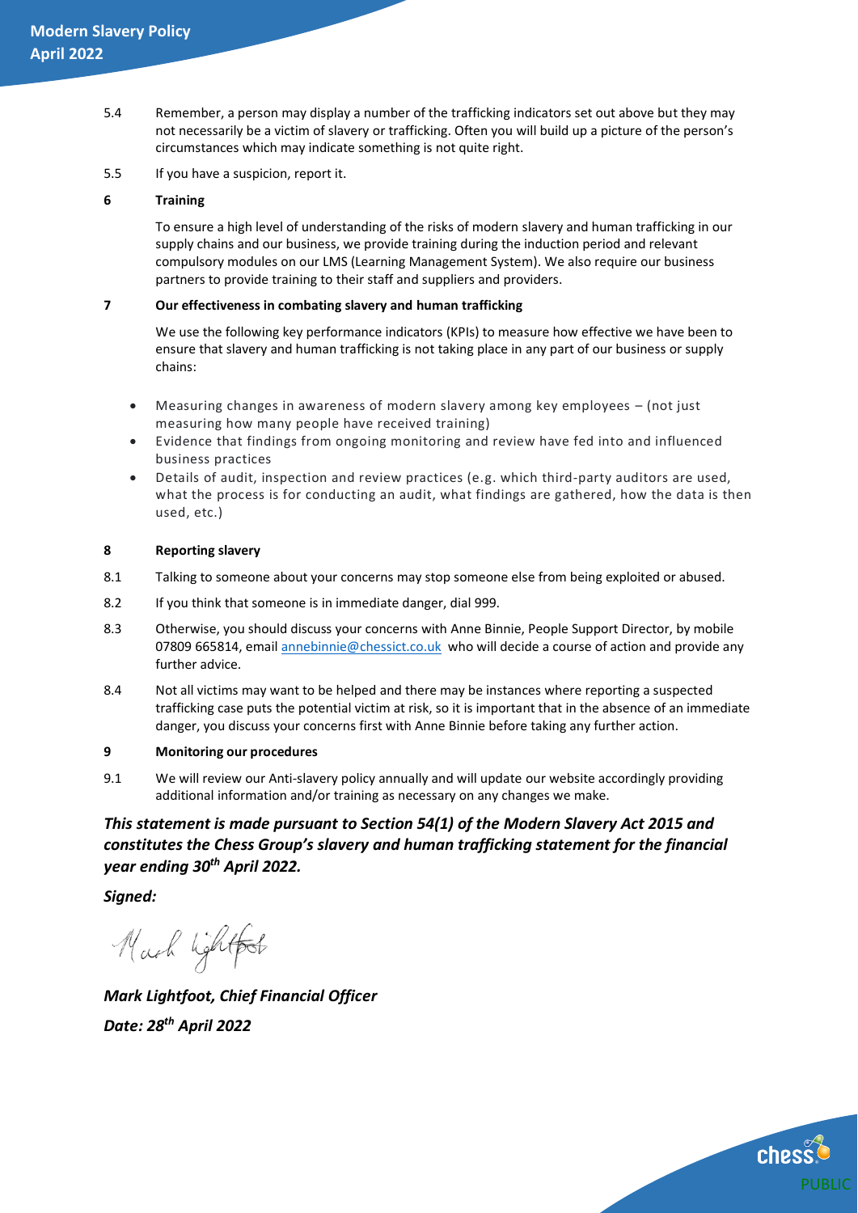5.4 Remember, a person may display a number of the trafficking indicators set out above but they may not necessarily be a victim of slavery or trafficking. Often you will build up a picture of the person's circumstances which may indicate something is not quite right.

5.5 If you have a suspicion, report it.

## 6 Training

To ensure a high level of understanding of the risks of modern slavery and human trafficking in our supply chains and our business, we provide training during the induction period and relevant compulsory modules on our LMS (Learning Management System). We also require our business partners to provide training to their staff and suppliers and providers.

## 7 Our effectiveness in combating slavery and human trafficking

We use the following key performance indicators (KPIs) to measure how effective we have been to ensure that slavery and human trafficking is not taking place in any part of our business or supply chains:

- Measuring changes in awareness of modern slavery among key employees – (not just measuring how many people have received training)
- Evidence that findings from ongoing monitoring and review have fed into and influenced business practices
- Details of audit, inspection and review practices (e.g. which third-party auditors are used, what the process is for conducting an audit, what findings are gathered, how the data is then used, etc.)

## 8 Reporting slavery

8.1 Talking to someone about your concerns may stop someone else from being exploited or abused.

8.2 If you think that someone is in immediate danger, dial 999.

8.3 Otherwise, you should discuss your concerns with Anne Binnie, People Support Director, by mobile 07809 665814, email annebinnie@chessict.co.uk who will decide a course of action and provide any further advice.

8.4 Not all victims may want to be helped and there may be instances where reporting a suspected trafficking case puts the potential victim at risk, so it is important that in the absence of an immediate danger, you discuss your concerns first with Anne Binnie before taking any further action.

## 9 Monitoring our procedures

9.1 We will review our Anti-slavery policy annually and will update our website accordingly providing additional information and/or training as necessary on any changes we make.

***This statement is made pursuant to Section 54(1) of the Modern Slavery Act 2015 and constitutes the Chess Group's slavery and human trafficking statement for the financial year ending 30th April 2022.***

***Signed:***

Mark Lightfoot

***Mark Lightfoot, Chief Financial Officer***

***Date: 28th April 2022***

PUBLIC